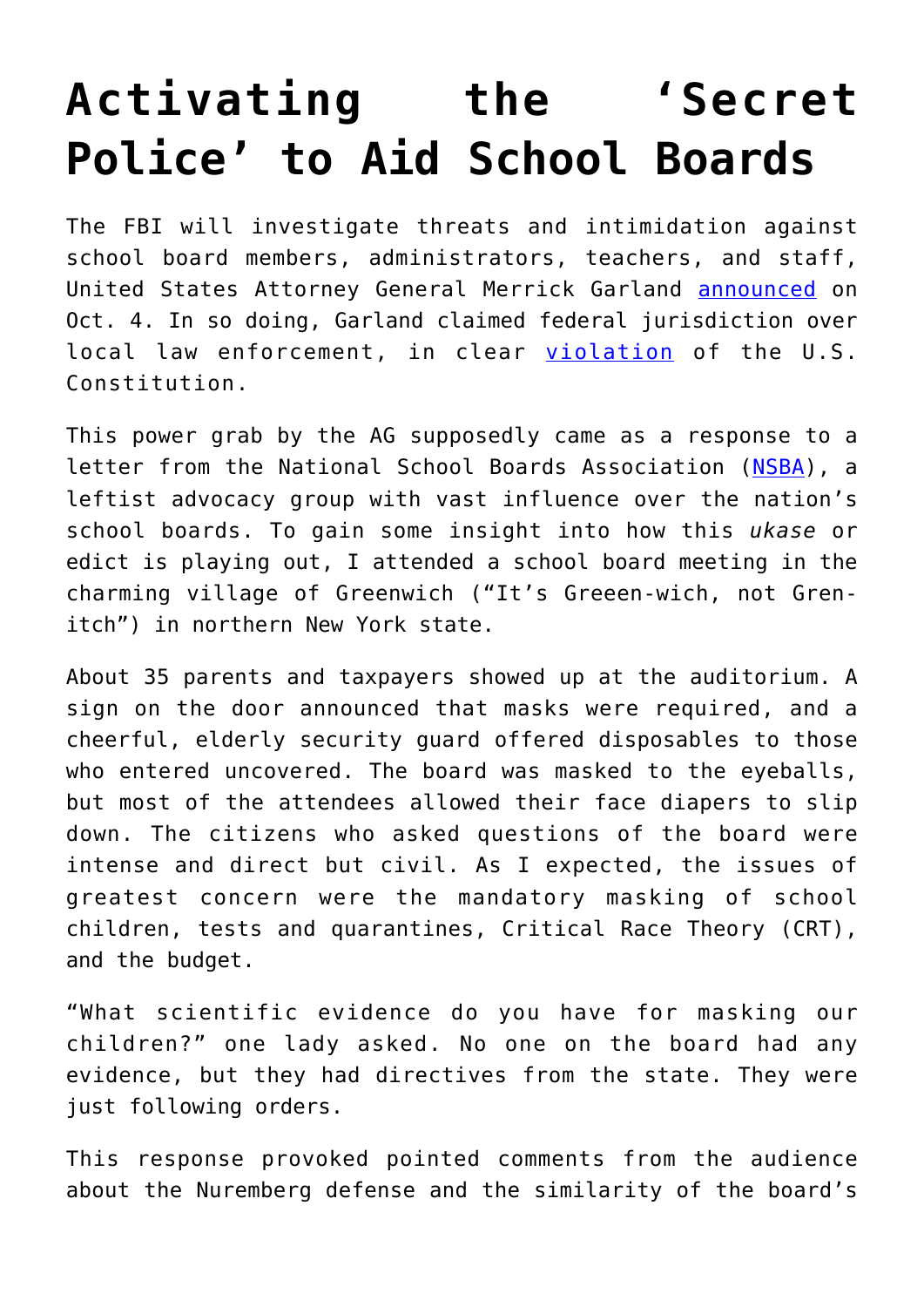# Activating the 'Secret Police' to Aid School Boards

The FBI will investigate threats and intimidation against school board members, administrators, teachers, and staff, United States Attorney General Merrick Garland announced on Oct. 4. In so doing, Garland claimed federal jurisdiction over local law enforcement, in clear violation of the U.S. Constitution.

This power grab by the AG supposedly came as a response to a letter from the National School Boards Association (NSBA), a leftist advocacy group with vast influence over the nation's school boards. To gain some insight into how this *ukase* or edict is playing out, I attended a school board meeting in the charming village of Greenwich ("It's Greeen-wich, not Gren-itch") in northern New York state.

About 35 parents and taxpayers showed up at the auditorium. A sign on the door announced that masks were required, and a cheerful, elderly security guard offered disposables to those who entered uncovered. The board was masked to the eyeballs, but most of the attendees allowed their face diapers to slip down. The citizens who asked questions of the board were intense and direct but civil. As I expected, the issues of greatest concern were the mandatory masking of school children, tests and quarantines, Critical Race Theory (CRT), and the budget.

"What scientific evidence do you have for masking our children?" one lady asked. No one on the board had any evidence, but they had directives from the state. They were just following orders.

This response provoked pointed comments from the audience about the Nuremberg defense and the similarity of the board's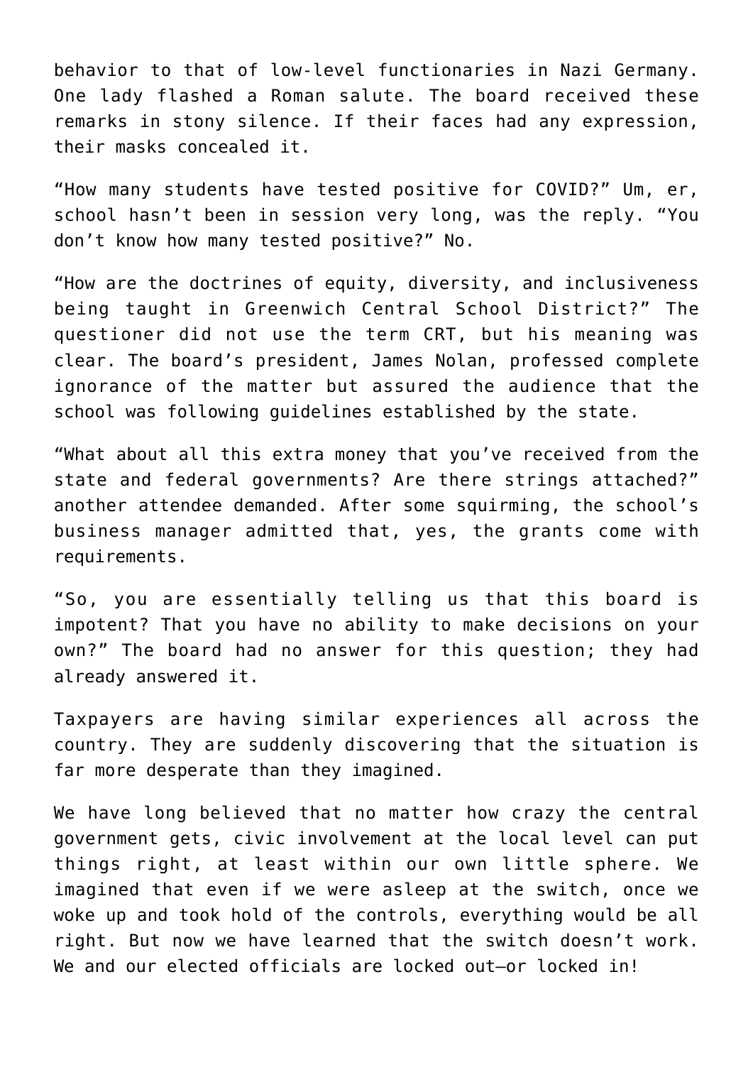behavior to that of low-level functionaries in Nazi Germany. One lady flashed a Roman salute. The board received these remarks in stony silence. If their faces had any expression, their masks concealed it.

“How many students have tested positive for COVID?” Um, er, school hasn’t been in session very long, was the reply. “You don’t know how many tested positive?” No.

“How are the doctrines of equity, diversity, and inclusiveness being taught in Greenwich Central School District?” The questioner did not use the term CRT, but his meaning was clear. The board’s president, James Nolan, professed complete ignorance of the matter but assured the audience that the school was following guidelines established by the state.

“What about all this extra money that you’ve received from the state and federal governments? Are there strings attached?” another attendee demanded. After some squirming, the school’s business manager admitted that, yes, the grants come with requirements.

“So, you are essentially telling us that this board is impotent? That you have no ability to make decisions on your own?” The board had no answer for this question; they had already answered it.

Taxpayers are having similar experiences all across the country. They are suddenly discovering that the situation is far more desperate than they imagined.

We have long believed that no matter how crazy the central government gets, civic involvement at the local level can put things right, at least within our own little sphere. We imagined that even if we were asleep at the switch, once we woke up and took hold of the controls, everything would be all right. But now we have learned that the switch doesn’t work. We and our elected officials are locked out—or locked in!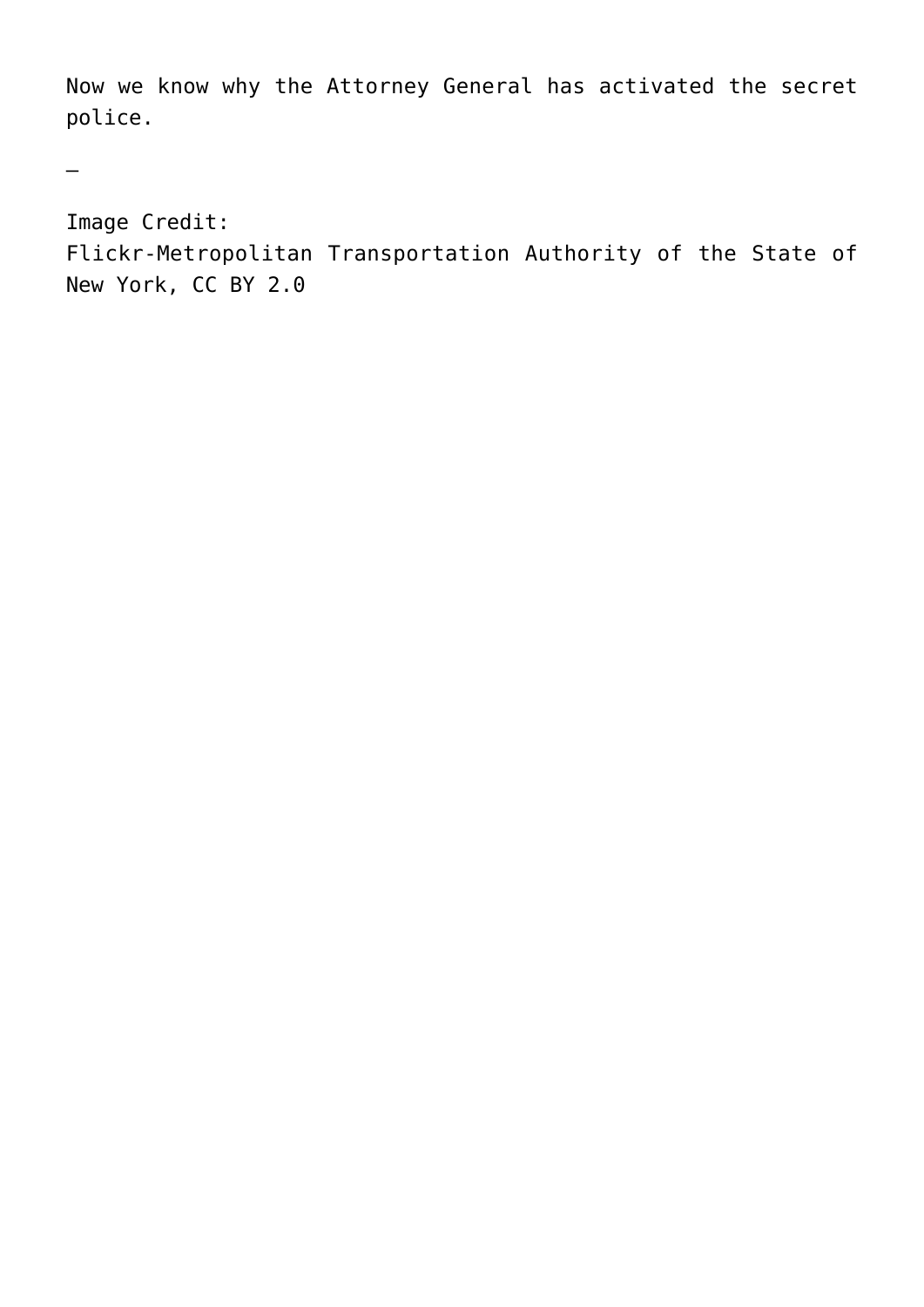Now we know why the Attorney General has activated the secret police.

—

Image Credit:
Flickr-Metropolitan Transportation Authority of the State of New York, CC BY 2.0